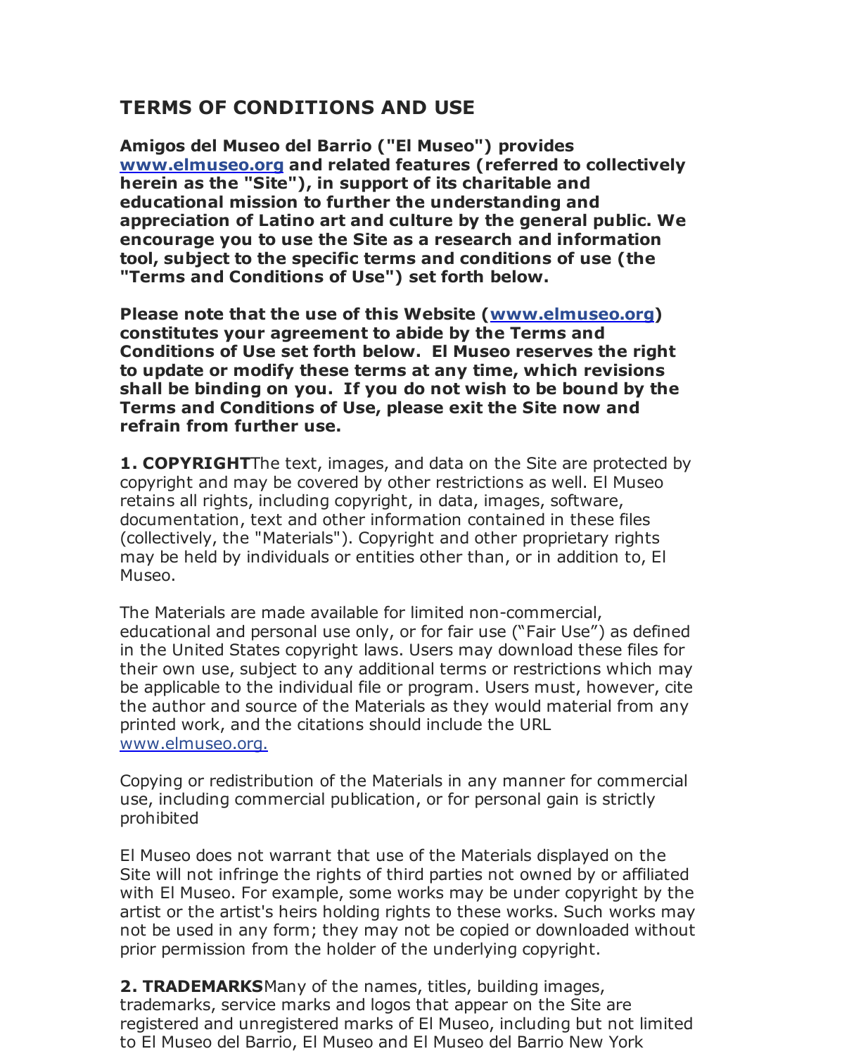# TERMS OF CONDITIONS AND USE

**Amigos del Museo del Barrio ("El Museo") provides www.elmuseo.org and related features (referred to collectively herein as the "Site"), in support of its charitable and educational mission to further the understanding and appreciation of Latino art and culture by the general public. We encourage you to use the Site as a research and information tool, subject to the specific terms and conditions of use (the "Terms and Conditions of Use") set forth below.**

**Please note that the use of this Website (www.elmuseo.org) constitutes your agreement to abide by the Terms and Conditions of Use set forth below. El Museo reserves the right to update or modify these terms at any time, which revisions shall be binding on you. If you do not wish to be bound by the Terms and Conditions of Use, please exit the Site now and refrain from further use.**

**1. COPYRIGHT**The text, images, and data on the Site are protected by copyright and may be covered by other restrictions as well. El Museo retains all rights, including copyright, in data, images, software, documentation, text and other information contained in these files (collectively, the "Materials"). Copyright and other proprietary rights may be held by individuals or entities other than, or in addition to, El Museo.

The Materials are made available for limited non-commercial, educational and personal use only, or for fair use ("Fair Use") as defined in the United States copyright laws. Users may download these files for their own use, subject to any additional terms or restrictions which may be applicable to the individual file or program. Users must, however, cite the author and source of the Materials as they would material from any printed work, and the citations should include the URL www.elmuseo.org.

Copying or redistribution of the Materials in any manner for commercial use, including commercial publication, or for personal gain is strictly prohibited

El Museo does not warrant that use of the Materials displayed on the Site will not infringe the rights of third parties not owned by or affiliated with El Museo. For example, some works may be under copyright by the artist or the artist's heirs holding rights to these works. Such works may not be used in any form; they may not be copied or downloaded without prior permission from the holder of the underlying copyright.

**2. TRADEMARKS**Many of the names, titles, building images, trademarks, service marks and logos that appear on the Site are registered and unregistered marks of El Museo, including but not limited to El Museo del Barrio, El Museo and El Museo del Barrio New York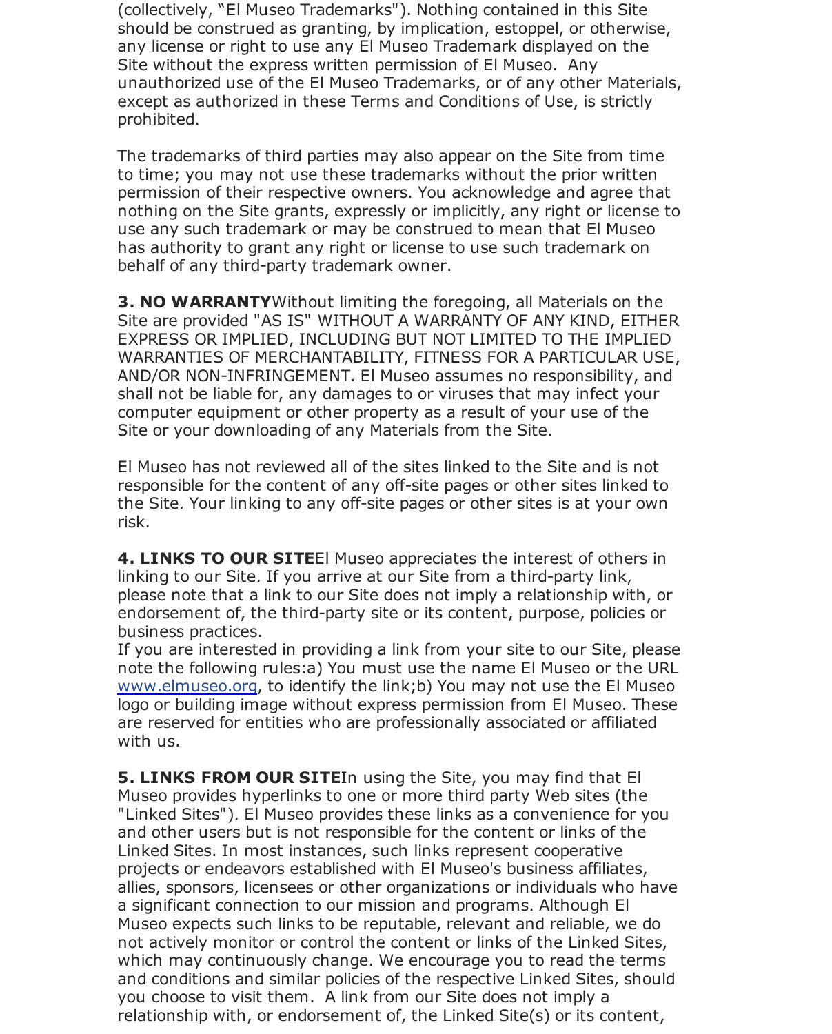(collectively, “El Museo Trademarks"). Nothing contained in this Site should be construed as granting, by implication, estoppel, or otherwise, any license or right to use any El Museo Trademark displayed on the Site without the express written permission of El Museo. Any unauthorized use of the El Museo Trademarks, or of any other Materials, except as authorized in these Terms and Conditions of Use, is strictly prohibited.

The trademarks of third parties may also appear on the Site from time to time; you may not use these trademarks without the prior written permission of their respective owners. You acknowledge and agree that nothing on the Site grants, expressly or implicitly, any right or license to use any such trademark or may be construed to mean that El Museo has authority to grant any right or license to use such trademark on behalf of any third-party trademark owner.

**3. NO WARRANTY**Without limiting the foregoing, all Materials on the Site are provided "AS IS" WITHOUT A WARRANTY OF ANY KIND, EITHER EXPRESS OR IMPLIED, INCLUDING BUT NOT LIMITED TO THE IMPLIED WARRANTIES OF MERCHANTABILITY, FITNESS FOR A PARTICULAR USE, AND/OR NON-INFRINGEMENT. El Museo assumes no responsibility, and shall not be liable for, any damages to or viruses that may infect your computer equipment or other property as a result of your use of the Site or your downloading of any Materials from the Site.

El Museo has not reviewed all of the sites linked to the Site and is not responsible for the content of any off-site pages or other sites linked to the Site. Your linking to any off-site pages or other sites is at your own risk.

**4. LINKS TO OUR SITE**El Museo appreciates the interest of others in linking to our Site. If you arrive at our Site from a third-party link, please note that a link to our Site does not imply a relationship with, or endorsement of, the third-party site or its content, purpose, policies or business practices.
If you are interested in providing a link from your site to our Site, please note the following rules:a) You must use the name El Museo or the URL www.elmuseo.org, to identify the link;b) You may not use the El Museo logo or building image without express permission from El Museo. These are reserved for entities who are professionally associated or affiliated with us.

**5. LINKS FROM OUR SITE**In using the Site, you may find that El Museo provides hyperlinks to one or more third party Web sites (the "Linked Sites"). El Museo provides these links as a convenience for you and other users but is not responsible for the content or links of the Linked Sites. In most instances, such links represent cooperative projects or endeavors established with El Museo's business affiliates, allies, sponsors, licensees or other organizations or individuals who have a significant connection to our mission and programs. Although El Museo expects such links to be reputable, relevant and reliable, we do not actively monitor or control the content or links of the Linked Sites, which may continuously change. We encourage you to read the terms and conditions and similar policies of the respective Linked Sites, should you choose to visit them. A link from our Site does not imply a relationship with, or endorsement of, the Linked Site(s) or its content,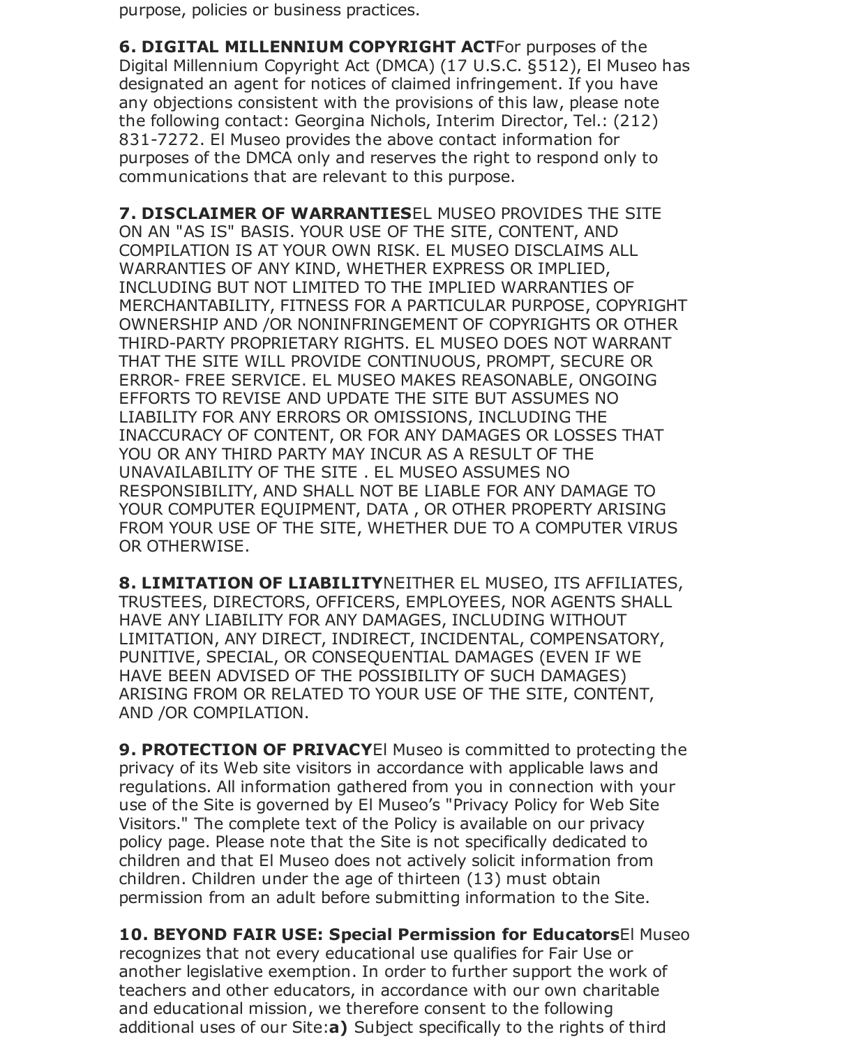purpose, policies or business practices.

**6. DIGITAL MILLENNIUM COPYRIGHT ACT**For purposes of the Digital Millennium Copyright Act (DMCA) (17 U.S.C. §512), El Museo has designated an agent for notices of claimed infringement. If you have any objections consistent with the provisions of this law, please note the following contact: Georgina Nichols, Interim Director, Tel.: (212) 831-7272. El Museo provides the above contact information for purposes of the DMCA only and reserves the right to respond only to communications that are relevant to this purpose.

**7. DISCLAIMER OF WARRANTIES**EL MUSEO PROVIDES THE SITE ON AN "AS IS" BASIS. YOUR USE OF THE SITE, CONTENT, AND COMPILATION IS AT YOUR OWN RISK. EL MUSEO DISCLAIMS ALL WARRANTIES OF ANY KIND, WHETHER EXPRESS OR IMPLIED, INCLUDING BUT NOT LIMITED TO THE IMPLIED WARRANTIES OF MERCHANTABILITY, FITNESS FOR A PARTICULAR PURPOSE, COPYRIGHT OWNERSHIP AND /OR NONINFRINGEMENT OF COPYRIGHTS OR OTHER THIRD-PARTY PROPRIETARY RIGHTS. EL MUSEO DOES NOT WARRANT THAT THE SITE WILL PROVIDE CONTINUOUS, PROMPT, SECURE OR ERROR- FREE SERVICE. EL MUSEO MAKES REASONABLE, ONGOING EFFORTS TO REVISE AND UPDATE THE SITE BUT ASSUMES NO LIABILITY FOR ANY ERRORS OR OMISSIONS, INCLUDING THE INACCURACY OF CONTENT, OR FOR ANY DAMAGES OR LOSSES THAT YOU OR ANY THIRD PARTY MAY INCUR AS A RESULT OF THE UNAVAILABILITY OF THE SITE . EL MUSEO ASSUMES NO RESPONSIBILITY, AND SHALL NOT BE LIABLE FOR ANY DAMAGE TO YOUR COMPUTER EQUIPMENT, DATA , OR OTHER PROPERTY ARISING FROM YOUR USE OF THE SITE, WHETHER DUE TO A COMPUTER VIRUS OR OTHERWISE.

**8. LIMITATION OF LIABILITY**NEITHER EL MUSEO, ITS AFFILIATES, TRUSTEES, DIRECTORS, OFFICERS, EMPLOYEES, NOR AGENTS SHALL HAVE ANY LIABILITY FOR ANY DAMAGES, INCLUDING WITHOUT LIMITATION, ANY DIRECT, INDIRECT, INCIDENTAL, COMPENSATORY, PUNITIVE, SPECIAL, OR CONSEQUENTIAL DAMAGES (EVEN IF WE HAVE BEEN ADVISED OF THE POSSIBILITY OF SUCH DAMAGES) ARISING FROM OR RELATED TO YOUR USE OF THE SITE, CONTENT, AND /OR COMPILATION.

**9. PROTECTION OF PRIVACY**El Museo is committed to protecting the privacy of its Web site visitors in accordance with applicable laws and regulations. All information gathered from you in connection with your use of the Site is governed by El Museo's "Privacy Policy for Web Site Visitors." The complete text of the Policy is available on our privacy policy page. Please note that the Site is not specifically dedicated to children and that El Museo does not actively solicit information from children. Children under the age of thirteen (13) must obtain permission from an adult before submitting information to the Site.

**10. BEYOND FAIR USE: Special Permission for Educators**El Museo recognizes that not every educational use qualifies for Fair Use or another legislative exemption. In order to further support the work of teachers and other educators, in accordance with our own charitable and educational mission, we therefore consent to the following additional uses of our Site:**a)** Subject specifically to the rights of third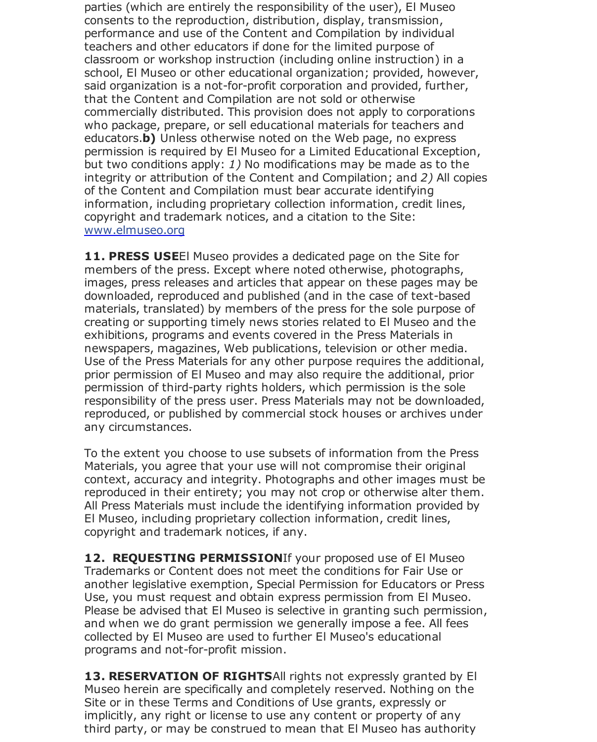parties (which are entirely the responsibility of the user), El Museo consents to the reproduction, distribution, display, transmission, performance and use of the Content and Compilation by individual teachers and other educators if done for the limited purpose of classroom or workshop instruction (including online instruction) in a school, El Museo or other educational organization; provided, however, said organization is a not-for-profit corporation and provided, further, that the Content and Compilation are not sold or otherwise commercially distributed. This provision does not apply to corporations who package, prepare, or sell educational materials for teachers and educators.**b)** Unless otherwise noted on the Web page, no express permission is required by El Museo for a Limited Educational Exception, but two conditions apply: *1)* No modifications may be made as to the integrity or attribution of the Content and Compilation; and *2)* All copies of the Content and Compilation must bear accurate identifying information, including proprietary collection information, credit lines, copyright and trademark notices, and a citation to the Site: [www.elmuseo.org](www.elmuseo.org)

**11. PRESS USE**El Museo provides a dedicated page on the Site for members of the press. Except where noted otherwise, photographs, images, press releases and articles that appear on these pages may be downloaded, reproduced and published (and in the case of text-based materials, translated) by members of the press for the sole purpose of creating or supporting timely news stories related to El Museo and the exhibitions, programs and events covered in the Press Materials in newspapers, magazines, Web publications, television or other media. Use of the Press Materials for any other purpose requires the additional, prior permission of El Museo and may also require the additional, prior permission of third-party rights holders, which permission is the sole responsibility of the press user. Press Materials may not be downloaded, reproduced, or published by commercial stock houses or archives under any circumstances.

To the extent you choose to use subsets of information from the Press Materials, you agree that your use will not compromise their original context, accuracy and integrity. Photographs and other images must be reproduced in their entirety; you may not crop or otherwise alter them. All Press Materials must include the identifying information provided by El Museo, including proprietary collection information, credit lines, copyright and trademark notices, if any.

**12. REQUESTING PERMISSION**If your proposed use of El Museo Trademarks or Content does not meet the conditions for Fair Use or another legislative exemption, Special Permission for Educators or Press Use, you must request and obtain express permission from El Museo. Please be advised that El Museo is selective in granting such permission, and when we do grant permission we generally impose a fee. All fees collected by El Museo are used to further El Museo's educational programs and not-for-profit mission.

**13. RESERVATION OF RIGHTS**All rights not expressly granted by El Museo herein are specifically and completely reserved. Nothing on the Site or in these Terms and Conditions of Use grants, expressly or implicitly, any right or license to use any content or property of any third party, or may be construed to mean that El Museo has authority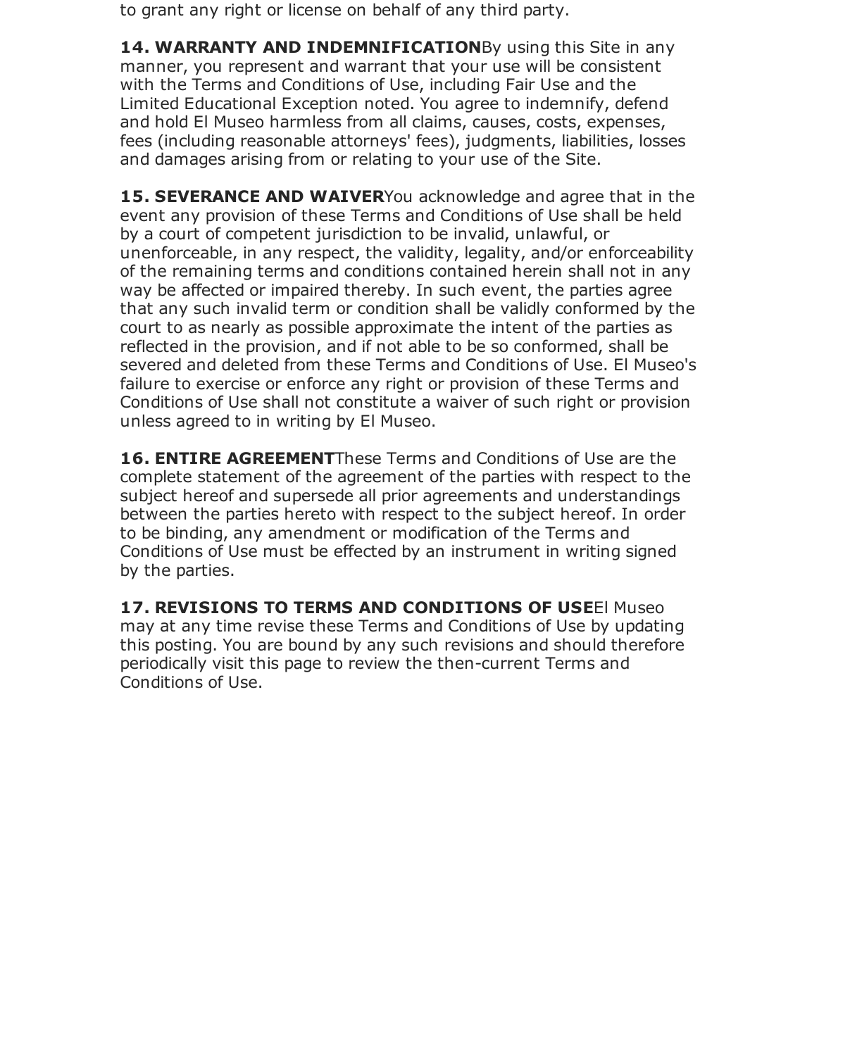to grant any right or license on behalf of any third party.

**14. WARRANTY AND INDEMNIFICATION**By using this Site in any manner, you represent and warrant that your use will be consistent with the Terms and Conditions of Use, including Fair Use and the Limited Educational Exception noted. You agree to indemnify, defend and hold El Museo harmless from all claims, causes, costs, expenses, fees (including reasonable attorneys' fees), judgments, liabilities, losses and damages arising from or relating to your use of the Site.

**15. SEVERANCE AND WAIVER**You acknowledge and agree that in the event any provision of these Terms and Conditions of Use shall be held by a court of competent jurisdiction to be invalid, unlawful, or unenforceable, in any respect, the validity, legality, and/or enforceability of the remaining terms and conditions contained herein shall not in any way be affected or impaired thereby. In such event, the parties agree that any such invalid term or condition shall be validly conformed by the court to as nearly as possible approximate the intent of the parties as reflected in the provision, and if not able to be so conformed, shall be severed and deleted from these Terms and Conditions of Use. El Museo's failure to exercise or enforce any right or provision of these Terms and Conditions of Use shall not constitute a waiver of such right or provision unless agreed to in writing by El Museo.

**16. ENTIRE AGREEMENT**These Terms and Conditions of Use are the complete statement of the agreement of the parties with respect to the subject hereof and supersede all prior agreements and understandings between the parties hereto with respect to the subject hereof. In order to be binding, any amendment or modification of the Terms and Conditions of Use must be effected by an instrument in writing signed by the parties.

**17. REVISIONS TO TERMS AND CONDITIONS OF USE**El Museo may at any time revise these Terms and Conditions of Use by updating this posting. You are bound by any such revisions and should therefore periodically visit this page to review the then-current Terms and Conditions of Use.